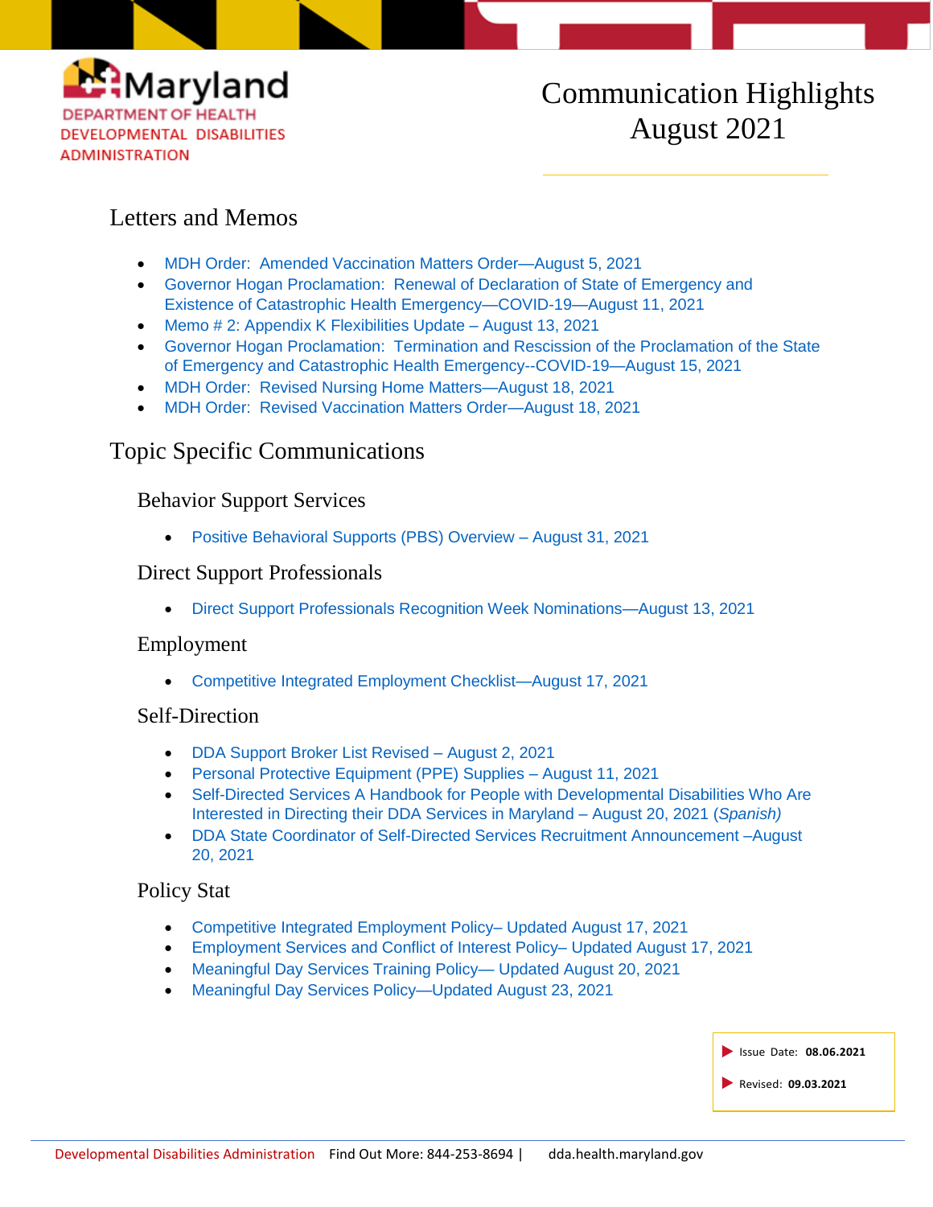Maryland
DEPARTMENT OF HEALTH
DEVELOPMENTAL DISABILITIES ADMINISTRATION

# Communication Highlights August 2021

## Letters and Memos

- MDH Order: Amended Vaccination Matters Order—August 5, 2021
- Governor Hogan Proclamation: Renewal of Declaration of State of Emergency and Existence of Catastrophic Health Emergency—COVID-19—August 11, 2021
- Memo # 2: Appendix K Flexibilities Update – August 13, 2021
- Governor Hogan Proclamation: Termination and Rescission of the Proclamation of the State of Emergency and Catastrophic Health Emergency--COVID-19—August 15, 2021
- MDH Order: Revised Nursing Home Matters—August 18, 2021
- MDH Order: Revised Vaccination Matters Order—August 18, 2021

## Topic Specific Communications

### Behavior Support Services

- Positive Behavioral Supports (PBS) Overview – August 31, 2021

### Direct Support Professionals

- Direct Support Professionals Recognition Week Nominations—August 13, 2021

### Employment

- Competitive Integrated Employment Checklist—August 17, 2021

### Self-Direction

- DDA Support Broker List Revised – August 2, 2021
- Personal Protective Equipment (PPE) Supplies – August 11, 2021
- Self-Directed Services A Handbook for People with Developmental Disabilities Who Are Interested in Directing their DDA Services in Maryland – August 20, 2021 (*Spanish)*
- DDA State Coordinator of Self-Directed Services Recruitment Announcement –August 20, 2021

### Policy Stat

- Competitive Integrated Employment Policy– Updated August 17, 2021
- Employment Services and Conflict of Interest Policy– Updated August 17, 2021
- Meaningful Day Services Training Policy— Updated August 20, 2021
- Meaningful Day Services Policy—Updated August 23, 2021

Issue Date: **08.06.2021**

Revised: **09.03.2021**

Developmental Disabilities Administration Find Out More: 844-253-8694 | dda.health.maryland.gov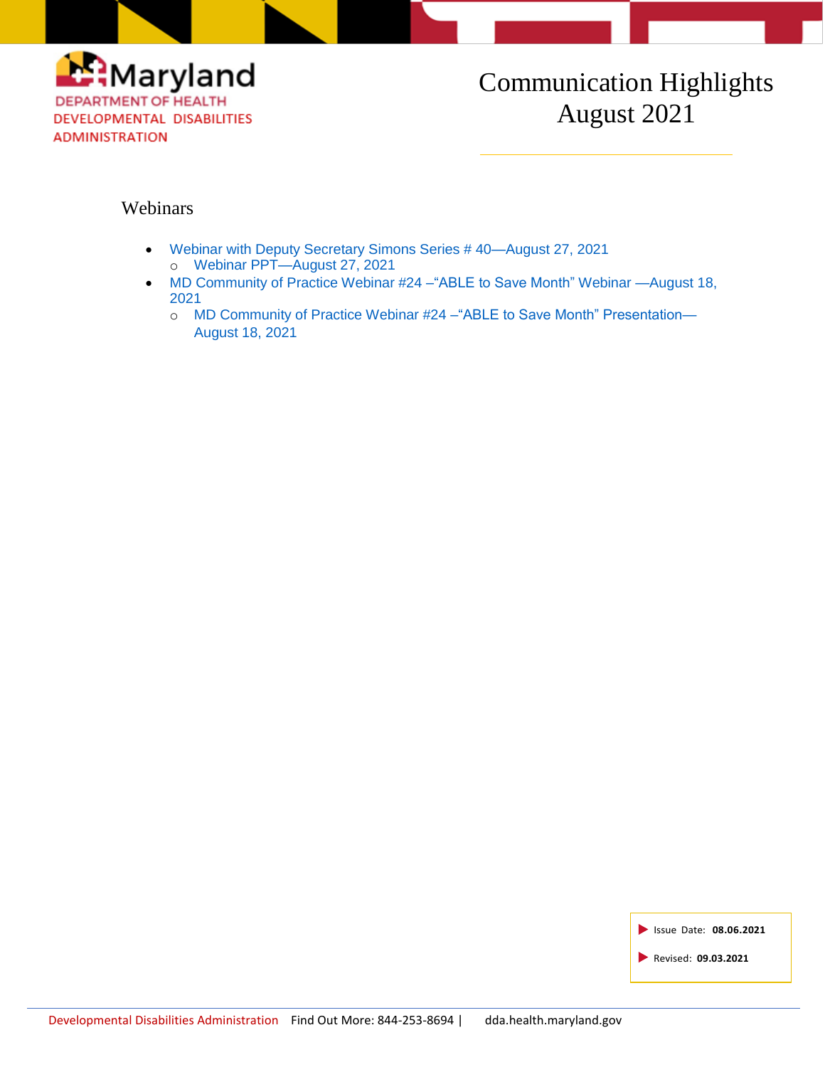# Communication Highlights August 2021

## Webinars

- Webinar with Deputy Secretary Simons Series # 40—August 27, 2021
  - Webinar PPT—August 27, 2021
- MD Community of Practice Webinar #24 –"ABLE to Save Month" Webinar —August 18, 2021
  - MD Community of Practice Webinar #24 –"ABLE to Save Month" Presentation—August 18, 2021

Issue Date: **08.06.2021**

Revised: **09.03.2021**